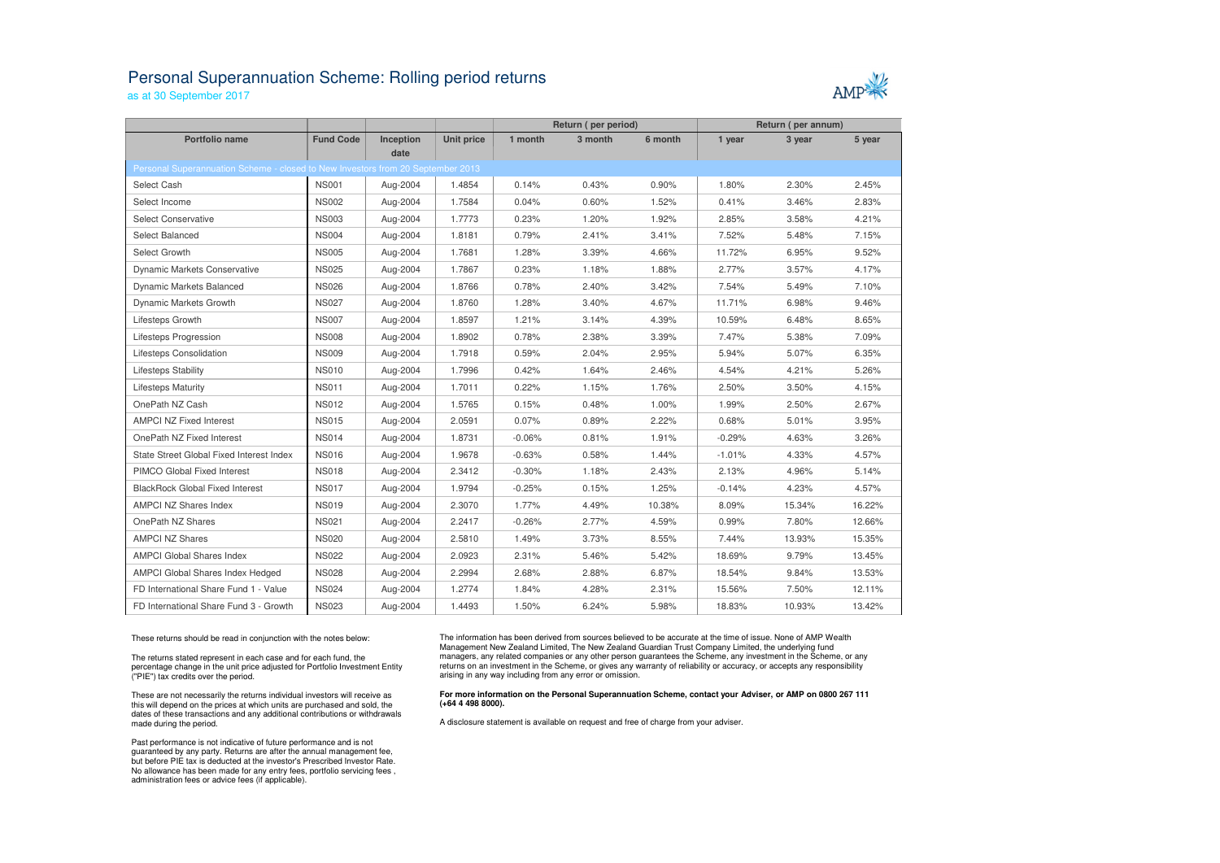# Personal Superannuation Scheme: Rolling period returns

as at 30 September 2017

| | | | | Return ( per period) | | | Return ( per annum) | | |
|---|---|---|---|---|---|---|---|---|---|
| **Portfolio name** | **Fund Code** | **Inception date** | **Unit price** | **1 month** | **3 month** | **6 month** | **1 year** | **3 year** | **5 year** |
| Personal Superannuation Scheme - closed to New Investors from 20 September 2013 | | | | | | | | | |
| Select Cash | NS001 | Aug-2004 | 1.4854 | 0.14% | 0.43% | 0.90% | 1.80% | 2.30% | 2.45% |
| Select Income | NS002 | Aug-2004 | 1.7584 | 0.04% | 0.60% | 1.52% | 0.41% | 3.46% | 2.83% |
| Select Conservative | NS003 | Aug-2004 | 1.7773 | 0.23% | 1.20% | 1.92% | 2.85% | 3.58% | 4.21% |
| Select Balanced | NS004 | Aug-2004 | 1.8181 | 0.79% | 2.41% | 3.41% | 7.52% | 5.48% | 7.15% |
| Select Growth | NS005 | Aug-2004 | 1.7681 | 1.28% | 3.39% | 4.66% | 11.72% | 6.95% | 9.52% |
| Dynamic Markets Conservative | NS025 | Aug-2004 | 1.7867 | 0.23% | 1.18% | 1.88% | 2.77% | 3.57% | 4.17% |
| Dynamic Markets Balanced | NS026 | Aug-2004 | 1.8766 | 0.78% | 2.40% | 3.42% | 7.54% | 5.49% | 7.10% |
| Dynamic Markets Growth | NS027 | Aug-2004 | 1.8760 | 1.28% | 3.40% | 4.67% | 11.71% | 6.98% | 9.46% |
| Lifesteps Growth | NS007 | Aug-2004 | 1.8597 | 1.21% | 3.14% | 4.39% | 10.59% | 6.48% | 8.65% |
| Lifesteps Progression | NS008 | Aug-2004 | 1.8902 | 0.78% | 2.38% | 3.39% | 7.47% | 5.38% | 7.09% |
| Lifesteps Consolidation | NS009 | Aug-2004 | 1.7918 | 0.59% | 2.04% | 2.95% | 5.94% | 5.07% | 6.35% |
| Lifesteps Stability | NS010 | Aug-2004 | 1.7996 | 0.42% | 1.64% | 2.46% | 4.54% | 4.21% | 5.26% |
| Lifesteps Maturity | NS011 | Aug-2004 | 1.7011 | 0.22% | 1.15% | 1.76% | 2.50% | 3.50% | 4.15% |
| OnePath NZ Cash | NS012 | Aug-2004 | 1.5765 | 0.15% | 0.48% | 1.00% | 1.99% | 2.50% | 2.67% |
| AMPCI NZ Fixed Interest | NS015 | Aug-2004 | 2.0591 | 0.07% | 0.89% | 2.22% | 0.68% | 5.01% | 3.95% |
| OnePath NZ Fixed Interest | NS014 | Aug-2004 | 1.8731 | -0.06% | 0.81% | 1.91% | -0.29% | 4.63% | 3.26% |
| State Street Global Fixed Interest Index | NS016 | Aug-2004 | 1.9678 | -0.63% | 0.58% | 1.44% | -1.01% | 4.33% | 4.57% |
| PIMCO Global Fixed Interest | NS018 | Aug-2004 | 2.3412 | -0.30% | 1.18% | 2.43% | 2.13% | 4.96% | 5.14% |
| BlackRock Global Fixed Interest | NS017 | Aug-2004 | 1.9794 | -0.25% | 0.15% | 1.25% | -0.14% | 4.23% | 4.57% |
| AMPCI NZ Shares Index | NS019 | Aug-2004 | 2.3070 | 1.77% | 4.49% | 10.38% | 8.09% | 15.34% | 16.22% |
| OnePath NZ Shares | NS021 | Aug-2004 | 2.2417 | -0.26% | 2.77% | 4.59% | 0.99% | 7.80% | 12.66% |
| AMPCI NZ Shares | NS020 | Aug-2004 | 2.5810 | 1.49% | 3.73% | 8.55% | 7.44% | 13.93% | 15.35% |
| AMPCI Global Shares Index | NS022 | Aug-2004 | 2.0923 | 2.31% | 5.46% | 5.42% | 18.69% | 9.79% | 13.45% |
| AMPCI Global Shares Index Hedged | NS028 | Aug-2004 | 2.2994 | 2.68% | 2.88% | 6.87% | 18.54% | 9.84% | 13.53% |
| FD International Share Fund 1 - Value | NS024 | Aug-2004 | 1.2774 | 1.84% | 4.28% | 2.31% | 15.56% | 7.50% | 12.11% |
| FD International Share Fund 3 - Growth | NS023 | Aug-2004 | 1.4493 | 1.50% | 6.24% | 5.98% | 18.83% | 10.93% | 13.42% |

These returns should be read in conjunction with the notes below:

The returns stated represent in each case and for each fund, the percentage change in the unit price adjusted for Portfolio Investment Entity ("PIE") tax credits over the period.

These are not necessarily the returns individual investors will receive as this will depend on the prices at which units are purchased and sold, the dates of these transactions and any additional contributions or withdrawals made during the period.

Past performance is not indicative of future performance and is not guaranteed by any party. Returns are after the annual management fee, but before PIE tax is deducted at the investor's Prescribed Investor Rate. No allowance has been made for any entry fees, portfolio servicing fees , administration fees or advice fees (if applicable).

The information has been derived from sources believed to be accurate at the time of issue. None of AMP Wealth Management New Zealand Limited, The New Zealand Guardian Trust Company Limited, the underlying fund managers, any related companies or any other person guarantees the Scheme, any investment in the Scheme, or any returns on an investment in the Scheme, or gives any warranty of reliability or accuracy, or accepts any responsibility arising in any way including from any error or omission.

**For more information on the Personal Superannuation Scheme, contact your Adviser, or AMP on 0800 267 111 (+64 4 498 8000).**

A disclosure statement is available on request and free of charge from your adviser.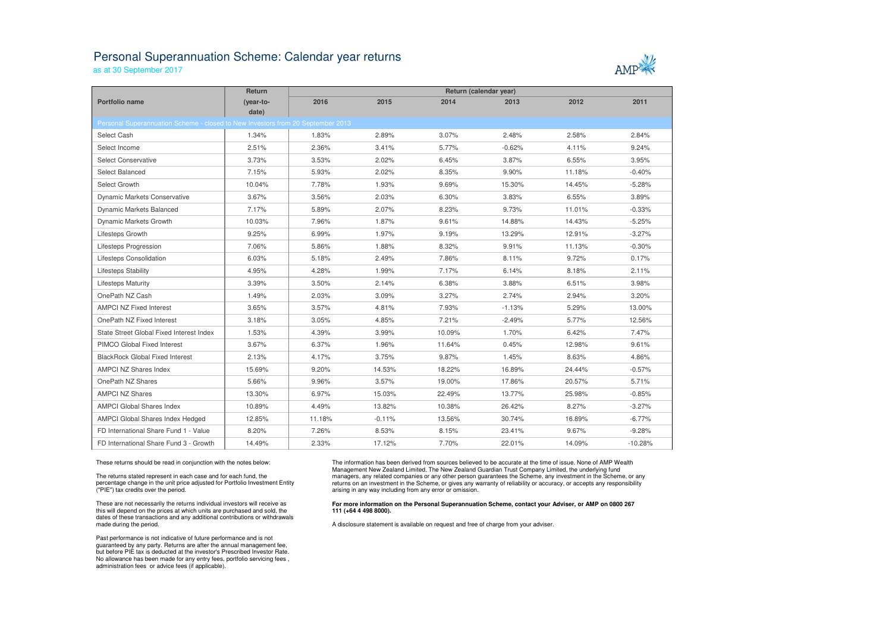# Personal Superannuation Scheme: Calendar year returns

as at 30 September 2017

| Portfolio name | Return (year-to-date) | Return (calendar year) 2016 | 2015 | 2014 | 2013 | 2012 | 2011 |
|---|---|---|---|---|---|---|---|
| Personal Superannuation Scheme - closed to New Investors from 20 September 2013 | | | | | | | |
| Select Cash | 1.34% | 1.83% | 2.89% | 3.07% | 2.48% | 2.58% | 2.84% |
| Select Income | 2.51% | 2.36% | 3.41% | 5.77% | -0.62% | 4.11% | 9.24% |
| Select Conservative | 3.73% | 3.53% | 2.02% | 6.45% | 3.87% | 6.55% | 3.95% |
| Select Balanced | 7.15% | 5.93% | 2.02% | 8.35% | 9.90% | 11.18% | -0.40% |
| Select Growth | 10.04% | 7.78% | 1.93% | 9.69% | 15.30% | 14.45% | -5.28% |
| Dynamic Markets Conservative | 3.67% | 3.56% | 2.03% | 6.30% | 3.83% | 6.55% | 3.89% |
| Dynamic Markets Balanced | 7.17% | 5.89% | 2.07% | 8.23% | 9.73% | 11.01% | -0.33% |
| Dynamic Markets Growth | 10.03% | 7.96% | 1.87% | 9.61% | 14.88% | 14.43% | -5.25% |
| Lifesteps Growth | 9.25% | 6.99% | 1.97% | 9.19% | 13.29% | 12.91% | -3.27% |
| Lifesteps Progression | 7.06% | 5.86% | 1.88% | 8.32% | 9.91% | 11.13% | -0.30% |
| Lifesteps Consolidation | 6.03% | 5.18% | 2.49% | 7.86% | 8.11% | 9.72% | 0.17% |
| Lifesteps Stability | 4.95% | 4.28% | 1.99% | 7.17% | 6.14% | 8.18% | 2.11% |
| Lifesteps Maturity | 3.39% | 3.50% | 2.14% | 6.38% | 3.88% | 6.51% | 3.98% |
| OnePath NZ Cash | 1.49% | 2.03% | 3.09% | 3.27% | 2.74% | 2.94% | 3.20% |
| AMPCI NZ Fixed Interest | 3.65% | 3.57% | 4.81% | 7.93% | -1.13% | 5.29% | 13.00% |
| OnePath NZ Fixed Interest | 3.18% | 3.05% | 4.85% | 7.21% | -2.49% | 5.77% | 12.56% |
| State Street Global Fixed Interest Index | 1.53% | 4.39% | 3.99% | 10.09% | 1.70% | 6.42% | 7.47% |
| PIMCO Global Fixed Interest | 3.67% | 6.37% | 1.96% | 11.64% | 0.45% | 12.98% | 9.61% |
| BlackRock Global Fixed Interest | 2.13% | 4.17% | 3.75% | 9.87% | 1.45% | 8.63% | 4.86% |
| AMPCI NZ Shares Index | 15.69% | 9.20% | 14.53% | 18.22% | 16.89% | 24.44% | -0.57% |
| OnePath NZ Shares | 5.66% | 9.96% | 3.57% | 19.00% | 17.86% | 20.57% | 5.71% |
| AMPCI NZ Shares | 13.30% | 6.97% | 15.03% | 22.49% | 13.77% | 25.98% | -0.85% |
| AMPCI Global Shares Index | 10.89% | 4.49% | 13.82% | 10.38% | 26.42% | 8.27% | -3.27% |
| AMPCI Global Shares Index Hedged | 12.85% | 11.18% | -0.11% | 13.56% | 30.74% | 16.89% | -6.77% |
| FD International Share Fund 1 - Value | 8.20% | 7.26% | 8.53% | 8.15% | 23.41% | 9.67% | -9.28% |
| FD International Share Fund 3 - Growth | 14.49% | 2.33% | 17.12% | 7.70% | 22.01% | 14.09% | -10.28% |

These returns should be read in conjunction with the notes below:

The returns stated represent in each case and for each fund, the percentage change in the unit price adjusted for Portfolio Investment Entity ("PIE") tax credits over the period.

These are not necessarily the returns individual investors will receive as this will depend on the prices at which units are purchased and sold, the dates of these transactions and any additional contributions or withdrawals made during the period.

Past performance is not indicative of future performance and is not guaranteed by any party. Returns are after the annual management fee, but before PIE tax is deducted at the investor's Prescribed Investor Rate. No allowance has been made for any entry fees, portfolio servicing fees , administration fees or advice fees (if applicable).

The information has been derived from sources believed to be accurate at the time of issue. None of AMP Wealth Management New Zealand Limited, The New Zealand Guardian Trust Company Limited, the underlying fund managers, any related companies or any other person guarantees the Scheme, any investment in the Scheme, or any returns on an investment in the Scheme, or gives any warranty of reliability or accuracy, or accepts any responsibility arising in any way including from any error or omission.

**For more information on the Personal Superannuation Scheme, contact your Adviser, or AMP on 0800 267 111 (+64 4 498 8000).**

A disclosure statement is available on request and free of charge from your adviser.